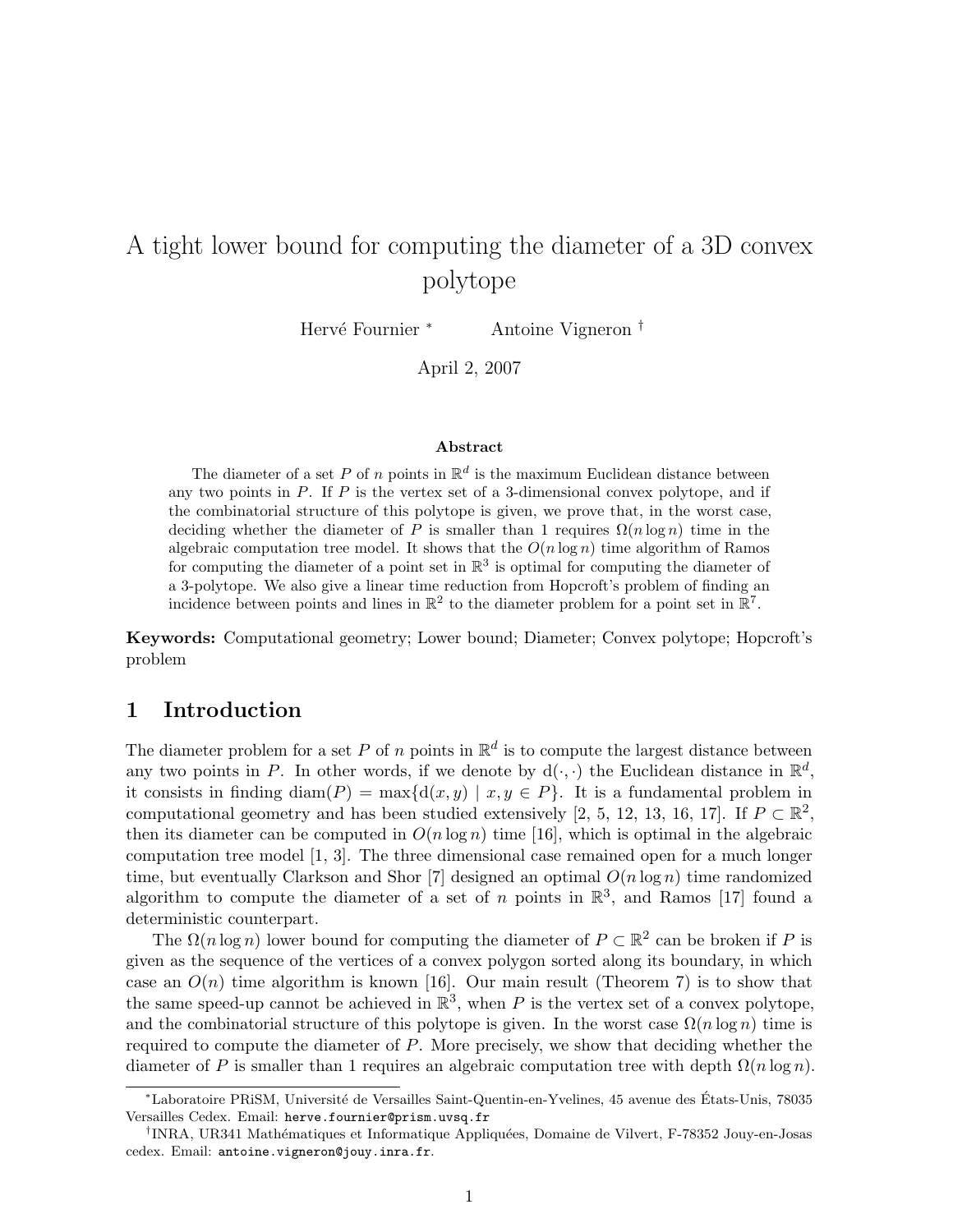# A tight lower bound for computing the diameter of a 3D convex polytope

Hervé Fournier [*] Antoine Vigneron [†]

April 2, 2007

### Abstract

The diameter of a set $P$ of $n$ points in $\mathbb{R}^d$ is the maximum Euclidean distance between any two points in $P$. If $P$ is the vertex set of a 3-dimensional convex polytope, and if the combinatorial structure of this polytope is given, we prove that, in the worst case, deciding whether the diameter of $P$ is smaller than 1 requires $\Omega(n \log n)$ time in the algebraic computation tree model. It shows that the $O(n \log n)$ time algorithm of Ramos for computing the diameter of a point set in $\mathbb{R}^3$ is optimal for computing the diameter of a 3-polytope. We also give a linear time reduction from Hopcroft's problem of finding an incidence between points and lines in $\mathbb{R}^2$ to the diameter problem for a point set in $\mathbb{R}^7$.

**Keywords:** Computational geometry; Lower bound; Diameter; Convex polytope; Hopcroft's problem

## 1 Introduction

The diameter problem for a set $P$ of $n$ points in $\mathbb{R}^d$ is to compute the largest distance between any two points in $P$. In other words, if we denote by $\mathrm{d}(\cdot,\cdot)$ the Euclidean distance in $\mathbb{R}^d$, it consists in finding $\mathrm{diam}(P) = \max\{\mathrm{d}(x,y) \mid x, y \in P\}$. It is a fundamental problem in computational geometry and has been studied extensively [2, 5, 12, 13, 16, 17]. If $P \subset \mathbb{R}^2$, then its diameter can be computed in $O(n \log n)$ time [16], which is optimal in the algebraic computation tree model [1, 3]. The three dimensional case remained open for a much longer time, but eventually Clarkson and Shor [7] designed an optimal $O(n \log n)$ time randomized algorithm to compute the diameter of a set of $n$ points in $\mathbb{R}^3$, and Ramos [17] found a deterministic counterpart.

The $\Omega(n \log n)$ lower bound for computing the diameter of $P \subset \mathbb{R}^2$ can be broken if $P$ is given as the sequence of the vertices of a convex polygon sorted along its boundary, in which case an $O(n)$ time algorithm is known [16]. Our main result (Theorem 7) is to show that the same speed-up cannot be achieved in $\mathbb{R}^3$, when $P$ is the vertex set of a convex polytope, and the combinatorial structure of this polytope is given. In the worst case $\Omega(n \log n)$ time is required to compute the diameter of $P$. More precisely, we show that deciding whether the diameter of $P$ is smaller than 1 requires an algebraic computation tree with depth $\Omega(n \log n)$.

[*] Laboratoire PRiSM, Université de Versailles Saint-Quentin-en-Yvelines, 45 avenue des États-Unis, 78035 Versailles Cedex. Email: `herve.fournier@prism.uvsq.fr`

[†] INRA, UR341 Mathématiques et Informatique Appliquées, Domaine de Vilvert, F-78352 Jouy-en-Josas cedex. Email: `antoine.vigneron@jouy.inra.fr`.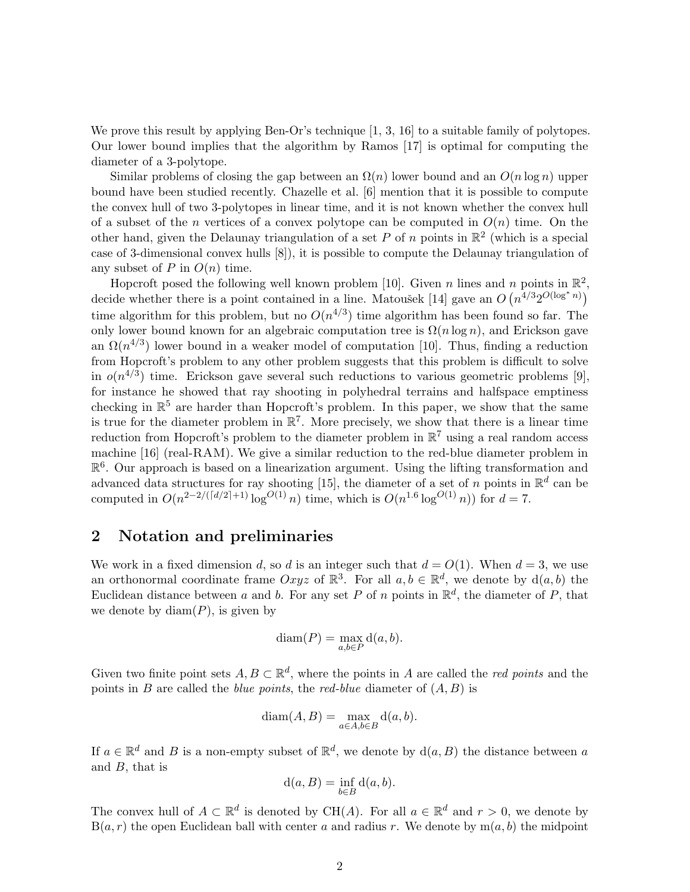We prove this result by applying Ben-Or's technique [1, 3, 16] to a suitable family of polytopes. Our lower bound implies that the algorithm by Ramos [17] is optimal for computing the diameter of a 3-polytope.

Similar problems of closing the gap between an $\Omega(n)$ lower bound and an $O(n \log n)$ upper bound have been studied recently. Chazelle et al. [6] mention that it is possible to compute the convex hull of two 3-polytopes in linear time, and it is not known whether the convex hull of a subset of the $n$ vertices of a convex polytope can be computed in $O(n)$ time. On the other hand, given the Delaunay triangulation of a set $P$ of $n$ points in $\mathbb{R}^2$ (which is a special case of 3-dimensional convex hulls [8]), it is possible to compute the Delaunay triangulation of any subset of $P$ in $O(n)$ time.

Hopcroft posed the following well known problem [10]. Given $n$ lines and $n$ points in $\mathbb{R}^2$, decide whether there is a point contained in a line. Matoušek [14] gave an $O\left(n^{4/3}2^{O(\log^* n)}\right)$ time algorithm for this problem, but no $O(n^{4/3})$ time algorithm has been found so far. The only lower bound known for an algebraic computation tree is $\Omega(n \log n)$, and Erickson gave an $\Omega(n^{4/3})$ lower bound in a weaker model of computation [10]. Thus, finding a reduction from Hopcroft's problem to any other problem suggests that this problem is difficult to solve in $o(n^{4/3})$ time. Erickson gave several such reductions to various geometric problems [9], for instance he showed that ray shooting in polyhedral terrains and halfspace emptiness checking in $\mathbb{R}^5$ are harder than Hopcroft's problem. In this paper, we show that the same is true for the diameter problem in $\mathbb{R}^7$. More precisely, we show that there is a linear time reduction from Hopcroft's problem to the diameter problem in $\mathbb{R}^7$ using a real random access machine [16] (real-RAM). We give a similar reduction to the red-blue diameter problem in $\mathbb{R}^6$. Our approach is based on a linearization argument. Using the lifting transformation and advanced data structures for ray shooting [15], the diameter of a set of $n$ points in $\mathbb{R}^d$ can be computed in $O(n^{2-2/(\lceil d/2 \rceil+1)} \log^{O(1)} n)$ time, which is $O(n^{1.6} \log^{O(1)} n))$ for $d = 7$.

## 2 Notation and preliminaries

We work in a fixed dimension $d$, so $d$ is an integer such that $d = O(1)$. When $d = 3$, we use an orthonormal coordinate frame $Oxyz$ of $\mathbb{R}^3$. For all $a, b \in \mathbb{R}^d$, we denote by $\mathrm{d}(a, b)$ the Euclidean distance between $a$ and $b$. For any set $P$ of $n$ points in $\mathbb{R}^d$, the diameter of $P$, that we denote by $\mathrm{diam}(P)$, is given by

$$\mathrm{diam}(P) = \max_{a,b \in P} \mathrm{d}(a, b).$$

Given two finite point sets $A, B \subset \mathbb{R}^d$, where the points in $A$ are called the *red points* and the points in $B$ are called the *blue points*, the *red-blue* diameter of $(A, B)$ is

$$\mathrm{diam}(A, B) = \max_{a \in A, b \in B} \mathrm{d}(a, b).$$

If $a \in \mathbb{R}^d$ and $B$ is a non-empty subset of $\mathbb{R}^d$, we denote by $\mathrm{d}(a, B)$ the distance between $a$ and $B$, that is

$$\mathrm{d}(a, B) = \inf_{b \in B} \mathrm{d}(a, b).$$

The convex hull of $A \subset \mathbb{R}^d$ is denoted by $\mathrm{CH}(A)$. For all $a \in \mathbb{R}^d$ and $r > 0$, we denote by $\mathrm{B}(a, r)$ the open Euclidean ball with center $a$ and radius $r$. We denote by $\mathrm{m}(a, b)$ the midpoint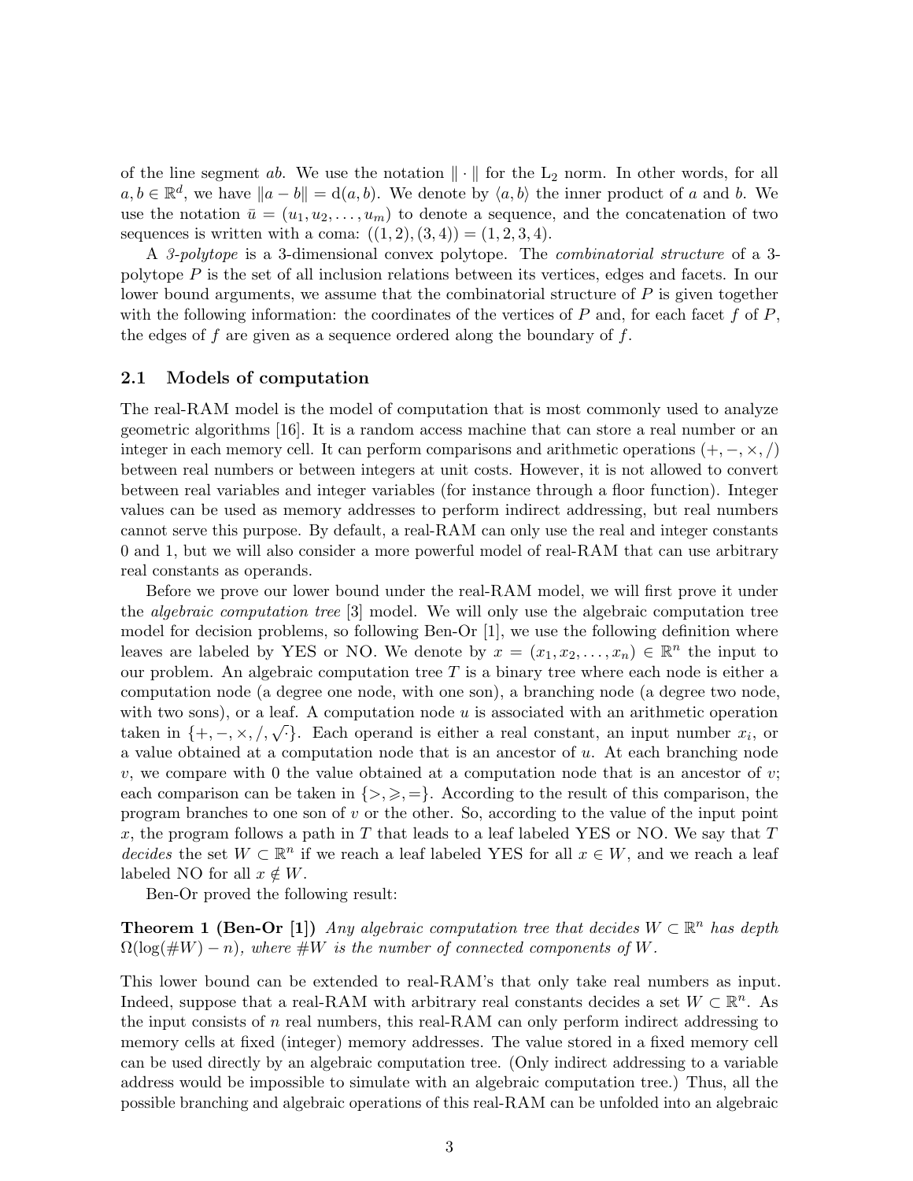of the line segment $ab$. We use the notation $\|\cdot\|$ for the $L_2$ norm. In other words, for all $a, b \in \mathbb{R}^d$, we have $\|a - b\| = d(a, b)$. We denote by $\langle a, b\rangle$ the inner product of $a$ and $b$. We use the notation $\bar{u} = (u_1, u_2, \ldots, u_m)$ to denote a sequence, and the concatenation of two sequences is written with a coma: $((1, 2), (3, 4)) = (1, 2, 3, 4)$.

A *3-polytope* is a 3-dimensional convex polytope. The *combinatorial structure* of a 3-polytope $P$ is the set of all inclusion relations between its vertices, edges and facets. In our lower bound arguments, we assume that the combinatorial structure of $P$ is given together with the following information: the coordinates of the vertices of $P$ and, for each facet $f$ of $P$, the edges of $f$ are given as a sequence ordered along the boundary of $f$.

### 2.1 Models of computation

The real-RAM model is the model of computation that is most commonly used to analyze geometric algorithms [16]. It is a random access machine that can store a real number or an integer in each memory cell. It can perform comparisons and arithmetic operations $(+, -, \times, /)$ between real numbers or between integers at unit costs. However, it is not allowed to convert between real variables and integer variables (for instance through a floor function). Integer values can be used as memory addresses to perform indirect addressing, but real numbers cannot serve this purpose. By default, a real-RAM can only use the real and integer constants 0 and 1, but we will also consider a more powerful model of real-RAM that can use arbitrary real constants as operands.

Before we prove our lower bound under the real-RAM model, we will first prove it under the *algebraic computation tree* [3] model. We will only use the algebraic computation tree model for decision problems, so following Ben-Or [1], we use the following definition where leaves are labeled by YES or NO. We denote by $x = (x_1, x_2, \ldots, x_n) \in \mathbb{R}^n$ the input to our problem. An algebraic computation tree $T$ is a binary tree where each node is either a computation node (a degree one node, with one son), a branching node (a degree two node, with two sons), or a leaf. A computation node $u$ is associated with an arithmetic operation taken in $\{+, -, \times, /, \sqrt{\cdot}\}$. Each operand is either a real constant, an input number $x_i$, or a value obtained at a computation node that is an ancestor of $u$. At each branching node $v$, we compare with 0 the value obtained at a computation node that is an ancestor of $v$; each comparison can be taken in $\{>, \geqslant, =\}$. According to the result of this comparison, the program branches to one son of $v$ or the other. So, according to the value of the input point $x$, the program follows a path in $T$ that leads to a leaf labeled YES or NO. We say that $T$ *decides* the set $W \subset \mathbb{R}^n$ if we reach a leaf labeled YES for all $x \in W$, and we reach a leaf labeled NO for all $x \notin W$.

Ben-Or proved the following result:

**Theorem 1 (Ben-Or [1])** *Any algebraic computation tree that decides $W \subset \mathbb{R}^n$ has depth $\Omega(\log(\#W) - n)$, where $\#W$ is the number of connected components of $W$.*

This lower bound can be extended to real-RAM's that only take real numbers as input. Indeed, suppose that a real-RAM with arbitrary real constants decides a set $W \subset \mathbb{R}^n$. As the input consists of $n$ real numbers, this real-RAM can only perform indirect addressing to memory cells at fixed (integer) memory addresses. The value stored in a fixed memory cell can be used directly by an algebraic computation tree. (Only indirect addressing to a variable address would be impossible to simulate with an algebraic computation tree.) Thus, all the possible branching and algebraic operations of this real-RAM can be unfolded into an algebraic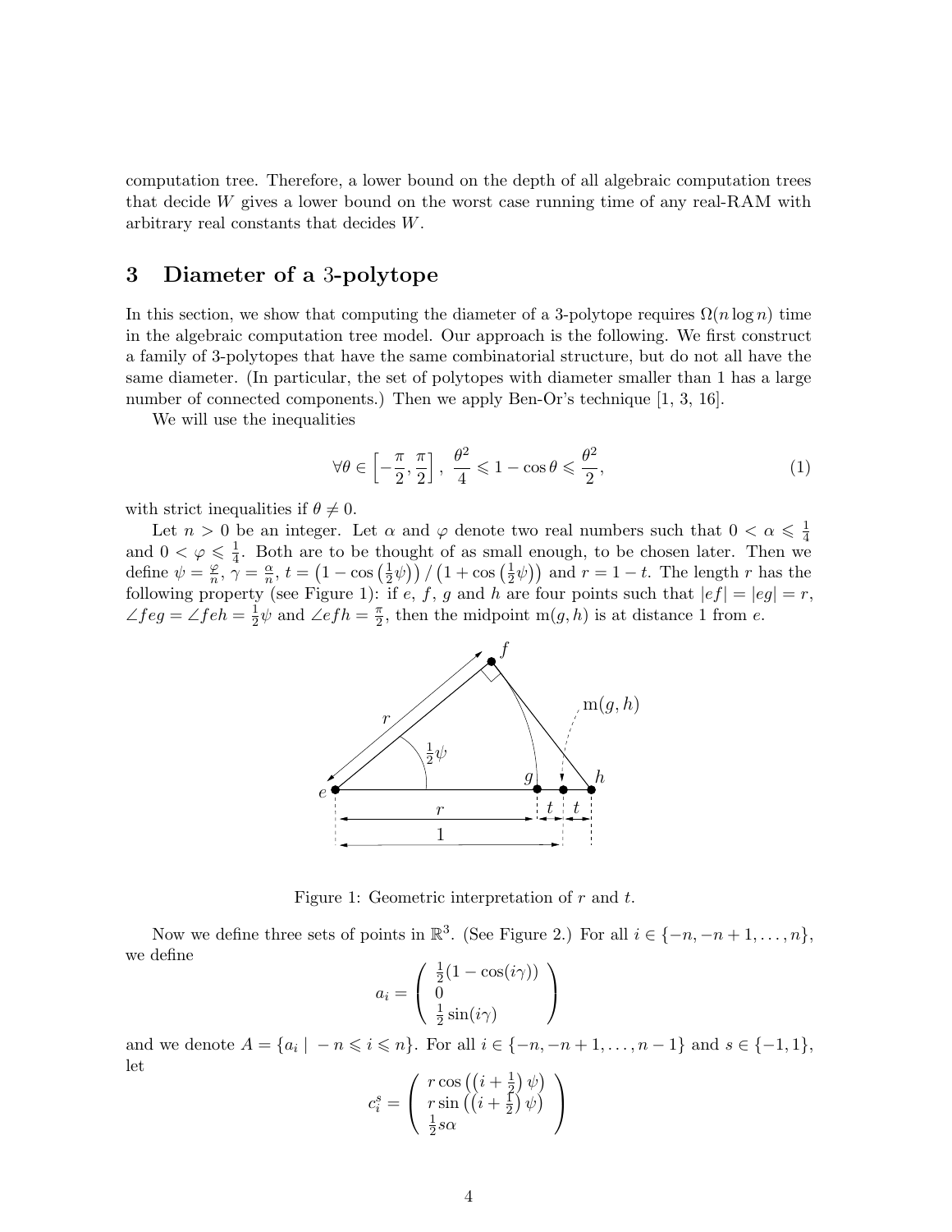computation tree. Therefore, a lower bound on the depth of all algebraic computation trees that decide $W$ gives a lower bound on the worst case running time of any real-RAM with arbitrary real constants that decides $W$.

## 3 Diameter of a 3-polytope

In this section, we show that computing the diameter of a 3-polytope requires $\Omega(n \log n)$ time in the algebraic computation tree model. Our approach is the following. We first construct a family of 3-polytopes that have the same combinatorial structure, but do not all have the same diameter. (In particular, the set of polytopes with diameter smaller than 1 has a large number of connected components.) Then we apply Ben-Or's technique [1, 3, 16].

We will use the inequalities

$$\forall \theta \in \left[-\frac{\pi}{2}, \frac{\pi}{2}\right], \ \frac{\theta^2}{4} \leqslant 1 - \cos\theta \leqslant \frac{\theta^2}{2}, \tag{1}$$

with strict inequalities if $\theta \neq 0$.

Let $n > 0$ be an integer. Let $\alpha$ and $\varphi$ denote two real numbers such that $0 < \alpha \leqslant \frac{1}{4}$ and $0 < \varphi \leqslant \frac{1}{4}$. Both are to be thought of as small enough, to be chosen later. Then we define $\psi = \frac{\varphi}{n}$, $\gamma = \frac{\alpha}{n}$, $t = \left(1 - \cos\left(\frac{1}{2}\psi\right)\right) / \left(1 + \cos\left(\frac{1}{2}\psi\right)\right)$ and $r = 1 - t$. The length $r$ has the following property (see Figure 1): if $e$, $f$, $g$ and $h$ are four points such that $|ef| = |eg| = r$, $\angle feg = \angle feh = \frac{1}{2}\psi$ and $\angle efh = \frac{\pi}{2}$, then the midpoint $\mathrm{m}(g, h)$ is at distance 1 from $e$.

Figure 1: Geometric interpretation of $r$ and $t$.

Now we define three sets of points in $\mathbb{R}^3$. (See Figure 2.) For all $i \in \{-n, -n+1, \ldots, n\}$, we define

$$a_i = \begin{pmatrix} \frac{1}{2}(1 - \cos(i\gamma)) \\ 0 \\ \frac{1}{2}\sin(i\gamma) \end{pmatrix}$$

and we denote $A = \{a_i \mid -n \leqslant i \leqslant n\}$. For all $i \in \{-n, -n+1, \ldots, n-1\}$ and $s \in \{-1, 1\}$, let

$$c_i^s = \begin{pmatrix} r\cos\left(\left(i + \frac{1}{2}\right)\psi\right) \\ r\sin\left(\left(i + \frac{1}{2}\right)\psi\right) \\ \frac{1}{2}s\alpha \end{pmatrix}$$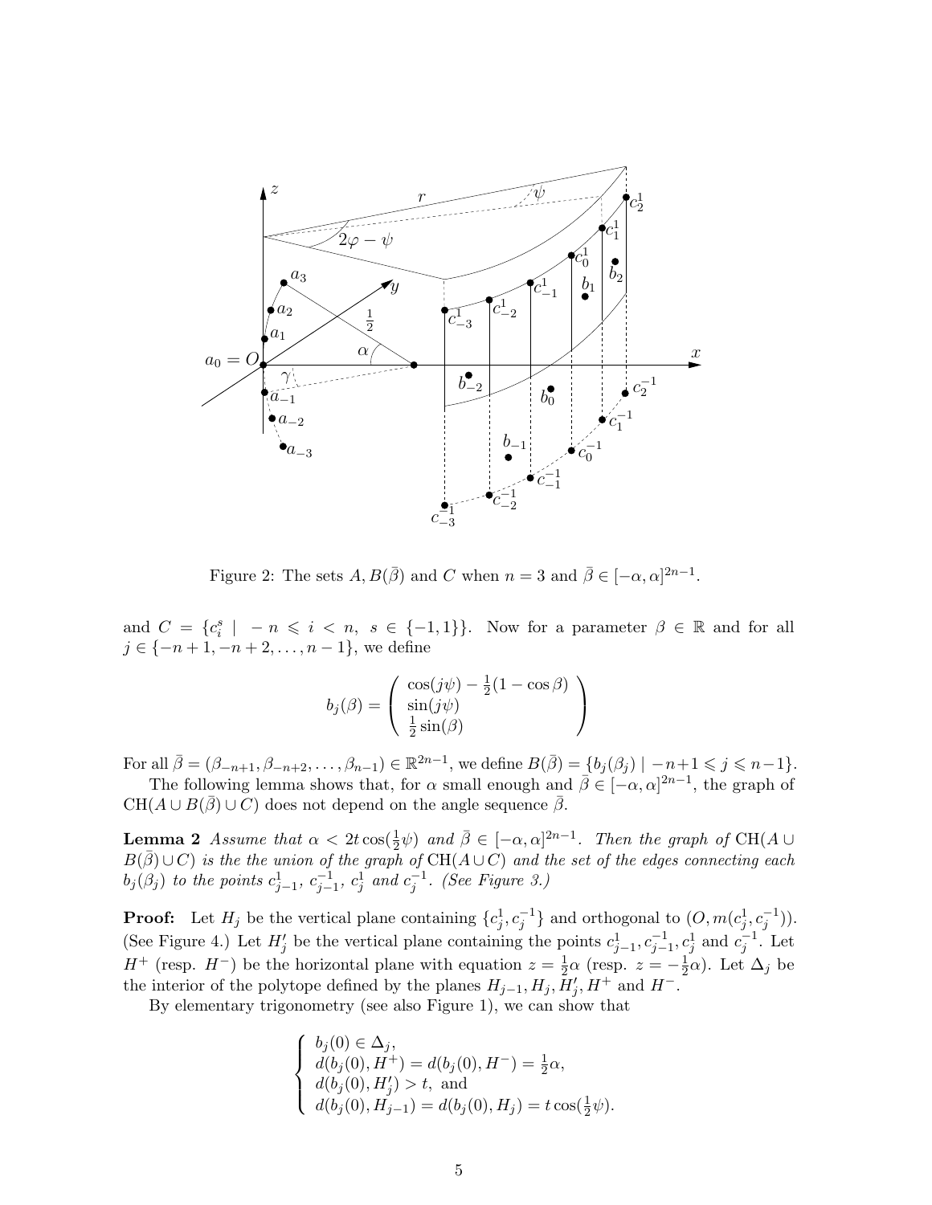Figure 2: The sets $A, B(\bar{\beta})$ and $C$ when $n = 3$ and $\bar{\beta} \in [-\alpha, \alpha]^{2n-1}$.

and $C = \{c_i^s \mid -n \leqslant i < n,\ s \in \{-1, 1\}\}$. Now for a parameter $\beta \in \mathbb{R}$ and for all $j \in \{-n+1, -n+2, \ldots, n-1\}$, we define

$$b_j(\beta) = \begin{pmatrix} \cos(j\psi) - \frac{1}{2}(1 - \cos\beta) \\ \sin(j\psi) \\ \frac{1}{2}\sin(\beta) \end{pmatrix}$$

For all $\bar{\beta} = (\beta_{-n+1}, \beta_{-n+2}, \ldots, \beta_{n-1}) \in \mathbb{R}^{2n-1}$, we define $B(\bar{\beta}) = \{b_j(\beta_j) \mid -n+1 \leqslant j \leqslant n-1\}$.

The following lemma shows that, for $\alpha$ small enough and $\bar{\beta} \in [-\alpha, \alpha]^{2n-1}$, the graph of $\mathrm{CH}(A \cup B(\bar{\beta}) \cup C)$ does not depend on the angle sequence $\bar{\beta}$.

**Lemma 2** *Assume that $\alpha < 2t\cos(\frac{1}{2}\psi)$ and $\bar{\beta} \in [-\alpha, \alpha]^{2n-1}$. Then the graph of $\mathrm{CH}(A \cup B(\bar{\beta}) \cup C)$ is the the union of the graph of $\mathrm{CH}(A \cup C)$ and the set of the edges connecting each $b_j(\beta_j)$ to the points $c_{j-1}^1$, $c_{j-1}^{-1}$, $c_j^1$ and $c_j^{-1}$. (See Figure 3.)*

**Proof:** Let $H_j$ be the vertical plane containing $\{c_j^1, c_j^{-1}\}$ and orthogonal to $(O, m(c_j^1, c_j^{-1}))$. (See Figure 4.) Let $H_j'$ be the vertical plane containing the points $c_{j-1}^1, c_{j-1}^{-1}, c_j^1$ and $c_j^{-1}$. Let $H^+$ (resp. $H^-$) be the horizontal plane with equation $z = \frac{1}{2}\alpha$ (resp. $z = -\frac{1}{2}\alpha$). Let $\Delta_j$ be the interior of the polytope defined by the planes $H_{j-1}, H_j, H_j', H^+$ and $H^-$.

By elementary trigonometry (see also Figure 1), we can show that

$$\begin{cases} b_j(0) \in \Delta_j, \\ d(b_j(0), H^+) = d(b_j(0), H^-) = \frac{1}{2}\alpha, \\ d(b_j(0), H_j') > t, \text{ and} \\ d(b_j(0), H_{j-1}) = d(b_j(0), H_j) = t\cos(\frac{1}{2}\psi). \end{cases}$$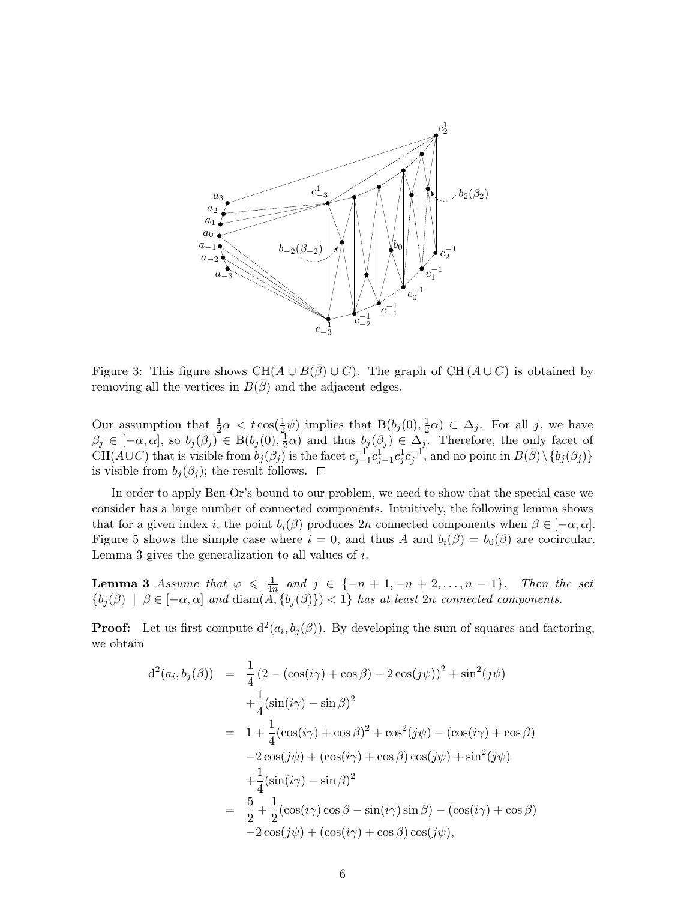Figure 3: This figure shows $\mathrm{CH}(A \cup B(\bar{\beta}) \cup C)$. The graph of $\mathrm{CH}(A \cup C)$ is obtained by removing all the vertices in $B(\bar{\beta})$ and the adjacent edges.

Our assumption that $\frac{1}{2}\alpha < t\cos(\frac{1}{2}\psi)$ implies that $\mathrm{B}(b_j(0), \frac{1}{2}\alpha) \subset \Delta_j$. For all $j$, we have $\beta_j \in [-\alpha, \alpha]$, so $b_j(\beta_j) \in \mathrm{B}(b_j(0), \frac{1}{2}\alpha)$ and thus $b_j(\beta_j) \in \Delta_j$. Therefore, the only facet of $\mathrm{CH}(A \cup C)$ that is visible from $b_j(\beta_j)$ is the facet $c_{j-1}^{-1}c_{j-1}^{1}c_j^{1}c_j^{-1}$, and no point in $B(\bar{\beta}) \setminus \{b_j(\beta_j)\}$ is visible from $b_j(\beta_j)$; the result follows. $\square$

In order to apply Ben-Or's bound to our problem, we need to show that the special case we consider has a large number of connected components. Intuitively, the following lemma shows that for a given index $i$, the point $b_i(\beta)$ produces $2n$ connected components when $\beta \in [-\alpha, \alpha]$. Figure 5 shows the simple case where $i = 0$, and thus $A$ and $b_i(\beta) = b_0(\beta)$ are cocircular. Lemma 3 gives the generalization to all values of $i$.

**Lemma 3** *Assume that $\varphi \leqslant \frac{1}{4n}$ and $j \in \{-n+1, -n+2, \ldots, n-1\}$. Then the set $\{b_j(\beta) \mid \beta \in [-\alpha, \alpha]$ and $\mathrm{diam}(A, \{b_j(\beta)\}) < 1\}$ has at least $2n$ connected components.*

**Proof:** Let us first compute $\mathrm{d}^2(a_i, b_j(\beta))$. By developing the sum of squares and factoring, we obtain

$$
\begin{aligned}
\mathrm{d}^2(a_i, b_j(\beta)) &= \frac{1}{4}\left(2 - (\cos(i\gamma) + \cos\beta) - 2\cos(j\psi)\right)^2 + \sin^2(j\psi) \\
&\quad + \frac{1}{4}(\sin(i\gamma) - \sin\beta)^2 \\
&= 1 + \frac{1}{4}(\cos(i\gamma) + \cos\beta)^2 + \cos^2(j\psi) - (\cos(i\gamma) + \cos\beta) \\
&\quad - 2\cos(j\psi) + (\cos(i\gamma) + \cos\beta)\cos(j\psi) + \sin^2(j\psi) \\
&\quad + \frac{1}{4}(\sin(i\gamma) - \sin\beta)^2 \\
&= \frac{5}{2} + \frac{1}{2}(\cos(i\gamma)\cos\beta - \sin(i\gamma)\sin\beta) - (\cos(i\gamma) + \cos\beta) \\
&\quad - 2\cos(j\psi) + (\cos(i\gamma) + \cos\beta)\cos(j\psi),
\end{aligned}
$$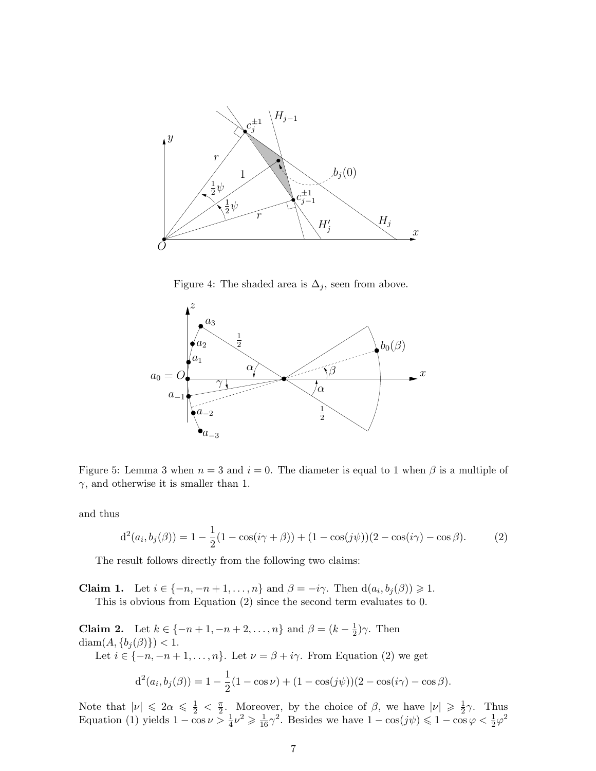Figure 4: The shaded area is $\Delta_j$, seen from above.

Figure 5: Lemma 3 when $n = 3$ and $i = 0$. The diameter is equal to 1 when $\beta$ is a multiple of $\gamma$, and otherwise it is smaller than 1.

and thus

$$\mathrm{d}^2(a_i, b_j(\beta)) = 1 - \frac{1}{2}(1 - \cos(i\gamma + \beta)) + (1 - \cos(j\psi))(2 - \cos(i\gamma) - \cos\beta). \tag{2}$$

The result follows directly from the following two claims:

**Claim 1.** Let $i \in \{-n, -n+1, \ldots, n\}$ and $\beta = -i\gamma$. Then $\mathrm{d}(a_i, b_j(\beta)) \geqslant 1$.

This is obvious from Equation (2) since the second term evaluates to 0.

**Claim 2.** Let $k \in \{-n+1, -n+2, \ldots, n\}$ and $\beta = (k - \frac{1}{2})\gamma$. Then $\mathrm{diam}(A, \{b_j(\beta)\}) < 1$.

Let $i \in \{-n, -n+1, \ldots, n\}$. Let $\nu = \beta + i\gamma$. From Equation (2) we get

$$\mathrm{d}^2(a_i, b_j(\beta)) = 1 - \frac{1}{2}(1 - \cos\nu) + (1 - \cos(j\psi))(2 - \cos(i\gamma) - \cos\beta).$$

Note that $|\nu| \leqslant 2\alpha \leqslant \frac{1}{2} < \frac{\pi}{2}$. Moreover, by the choice of $\beta$, we have $|\nu| \geqslant \frac{1}{2}\gamma$. Thus Equation (1) yields $1 - \cos\nu > \frac{1}{4}\nu^2 \geqslant \frac{1}{16}\gamma^2$. Besides we have $1 - \cos(j\psi) \leqslant 1 - \cos\varphi < \frac{1}{2}\varphi^2$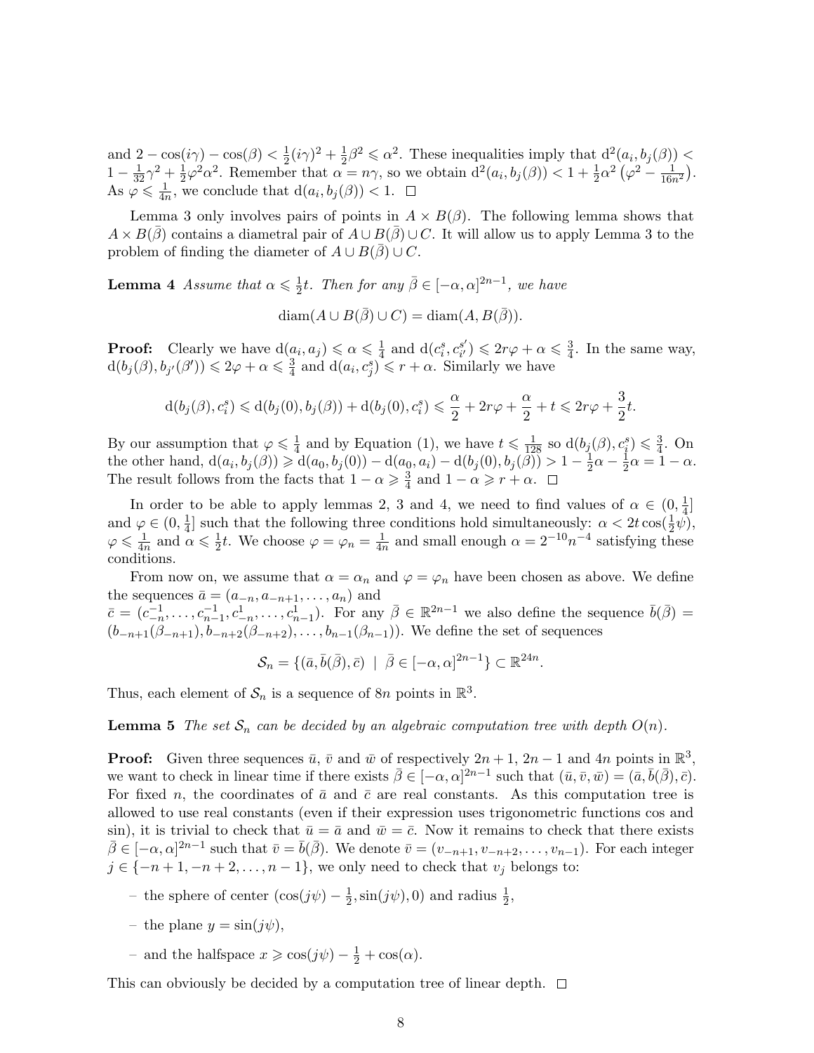and $2 - \cos(i\gamma) - \cos(\beta) < \frac{1}{2}(i\gamma)^2 + \frac{1}{2}\beta^2 \leqslant \alpha^2$. These inequalities imply that $\mathrm{d}^2(a_i, b_j(\beta)) < 1 - \frac{1}{32}\gamma^2 + \frac{1}{2}\varphi^2\alpha^2$. Remember that $\alpha = n\gamma$, so we obtain $\mathrm{d}^2(a_i, b_j(\beta)) < 1 + \frac{1}{2}\alpha^2\left(\varphi^2 - \frac{1}{16n^2}\right)$. As $\varphi \leqslant \frac{1}{4n}$, we conclude that $\mathrm{d}(a_i, b_j(\beta)) < 1$. $\square$

Lemma 3 only involves pairs of points in $A \times B(\beta)$. The following lemma shows that $A \times B(\bar{\beta})$ contains a diametral pair of $A \cup B(\bar{\beta}) \cup C$. It will allow us to apply Lemma 3 to the problem of finding the diameter of $A \cup B(\bar{\beta}) \cup C$.

**Lemma 4** *Assume that $\alpha \leqslant \frac{1}{2}t$. Then for any $\bar{\beta} \in [-\alpha, \alpha]^{2n-1}$, we have*

$$\mathrm{diam}(A \cup B(\bar{\beta}) \cup C) = \mathrm{diam}(A, B(\bar{\beta})).$$

**Proof:** Clearly we have $\mathrm{d}(a_i, a_j) \leqslant \alpha \leqslant \frac{1}{4}$ and $\mathrm{d}(c_i^s, c_{i'}^{s'}) \leqslant 2r\varphi + \alpha \leqslant \frac{3}{4}$. In the same way, $\mathrm{d}(b_j(\beta), b_{j'}(\beta')) \leqslant 2\varphi + \alpha \leqslant \frac{3}{4}$ and $\mathrm{d}(a_i, c_j^s) \leqslant r + \alpha$. Similarly we have

$$\mathrm{d}(b_j(\beta), c_i^s) \leqslant \mathrm{d}(b_j(0), b_j(\beta)) + \mathrm{d}(b_j(0), c_i^s) \leqslant \frac{\alpha}{2} + 2r\varphi + \frac{\alpha}{2} + t \leqslant 2r\varphi + \frac{3}{2}t.$$

By our assumption that $\varphi \leqslant \frac{1}{4}$ and by Equation (1), we have $t \leqslant \frac{1}{128}$ so $\mathrm{d}(b_j(\beta), c_i^s) \leqslant \frac{3}{4}$. On the other hand, $\mathrm{d}(a_i, b_j(\beta)) \geqslant \mathrm{d}(a_0, b_j(0)) - \mathrm{d}(a_0, a_i) - \mathrm{d}(b_j(0), b_j(\beta)) > 1 - \frac{1}{2}\alpha - \frac{1}{2}\alpha = 1 - \alpha$. The result follows from the facts that $1 - \alpha \geqslant \frac{3}{4}$ and $1 - \alpha \geqslant r + \alpha$. $\square$

In order to be able to apply lemmas 2, 3 and 4, we need to find values of $\alpha \in (0, \frac{1}{4}]$ and $\varphi \in (0, \frac{1}{4}]$ such that the following three conditions hold simultaneously: $\alpha < 2t\cos(\frac{1}{2}\psi)$, $\varphi \leqslant \frac{1}{4n}$ and $\alpha \leqslant \frac{1}{2}t$. We choose $\varphi = \varphi_n = \frac{1}{4n}$ and small enough $\alpha = 2^{-10}n^{-4}$ satisfying these conditions.

From now on, we assume that $\alpha = \alpha_n$ and $\varphi = \varphi_n$ have been chosen as above. We define the sequences $\bar{a} = (a_{-n}, a_{-n+1}, \ldots, a_n)$ and
$\bar{c} = (c_{-n}^{-1}, \ldots, c_{n-1}^{-1}, c_{-n}^{1}, \ldots, c_{n-1}^{1})$. For any $\bar{\beta} \in \mathbb{R}^{2n-1}$ we also define the sequence $\bar{b}(\bar{\beta}) = (b_{-n+1}(\beta_{-n+1}), b_{-n+2}(\beta_{-n+2}), \ldots, b_{n-1}(\beta_{n-1}))$. We define the set of sequences

$$\mathcal{S}_n = \{(\bar{a}, \bar{b}(\bar{\beta}), \bar{c}) \ \mid \ \bar{\beta} \in [-\alpha, \alpha]^{2n-1}\} \subset \mathbb{R}^{24n}.$$

Thus, each element of $\mathcal{S}_n$ is a sequence of $8n$ points in $\mathbb{R}^3$.

**Lemma 5** *The set $\mathcal{S}_n$ can be decided by an algebraic computation tree with depth $O(n)$.*

**Proof:** Given three sequences $\bar{u}$, $\bar{v}$ and $\bar{w}$ of respectively $2n+1$, $2n-1$ and $4n$ points in $\mathbb{R}^3$, we want to check in linear time if there exists $\bar{\beta} \in [-\alpha, \alpha]^{2n-1}$ such that $(\bar{u}, \bar{v}, \bar{w}) = (\bar{a}, \bar{b}(\bar{\beta}), \bar{c})$. For fixed $n$, the coordinates of $\bar{a}$ and $\bar{c}$ are real constants. As this computation tree is allowed to use real constants (even if their expression uses trigonometric functions cos and sin), it is trivial to check that $\bar{u} = \bar{a}$ and $\bar{w} = \bar{c}$. Now it remains to check that there exists $\bar{\beta} \in [-\alpha, \alpha]^{2n-1}$ such that $\bar{v} = \bar{b}(\bar{\beta})$. We denote $\bar{v} = (v_{-n+1}, v_{-n+2}, \ldots, v_{n-1})$. For each integer $j \in \{-n+1, -n+2, \ldots, n-1\}$, we only need to check that $v_j$ belongs to:

– the sphere of center $(\cos(j\psi) - \frac{1}{2}, \sin(j\psi), 0)$ and radius $\frac{1}{2}$,

– the plane $y = \sin(j\psi)$,

– and the halfspace $x \geqslant \cos(j\psi) - \frac{1}{2} + \cos(\alpha)$.

This can obviously be decided by a computation tree of linear depth. $\square$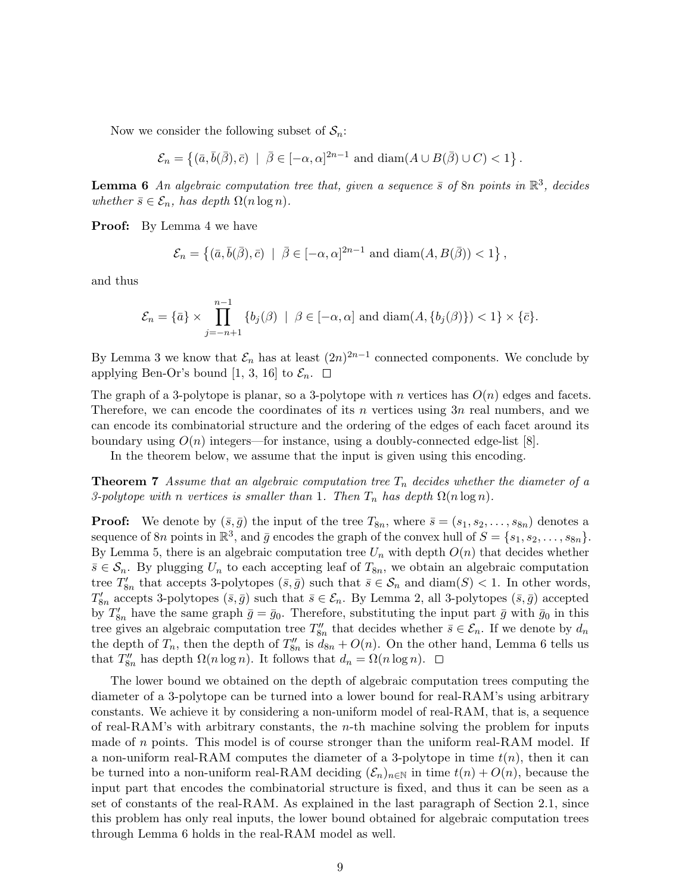Now we consider the following subset of $\mathcal{S}_n$:

$$\mathcal{E}_n = \left\{ (\bar{a}, \bar{b}(\bar{\beta}), \bar{c}) \;\mid\; \bar{\beta} \in [-\alpha, \alpha]^{2n-1} \text{ and } \operatorname{diam}(A \cup B(\bar{\beta}) \cup C) < 1 \right\}.$$

**Lemma 6** *An algebraic computation tree that, given a sequence $\bar{s}$ of $8n$ points in $\mathbb{R}^3$, decides whether $\bar{s} \in \mathcal{E}_n$, has depth $\Omega(n \log n)$.*

**Proof:** By Lemma 4 we have

$$\mathcal{E}_n = \left\{ (\bar{a}, \bar{b}(\bar{\beta}), \bar{c}) \;\mid\; \bar{\beta} \in [-\alpha, \alpha]^{2n-1} \text{ and } \operatorname{diam}(A, B(\bar{\beta})) < 1 \right\},$$

and thus

$$\mathcal{E}_n = \{\bar{a}\} \times \prod_{j=-n+1}^{n-1} \{ b_j(\beta) \;\mid\; \beta \in [-\alpha, \alpha] \text{ and } \operatorname{diam}(A, \{b_j(\beta)\}) < 1 \} \times \{\bar{c}\}.$$

By Lemma 3 we know that $\mathcal{E}_n$ has at least $(2n)^{2n-1}$ connected components. We conclude by applying Ben-Or's bound [1, 3, 16] to $\mathcal{E}_n$. $\square$

The graph of a 3-polytope is planar, so a 3-polytope with $n$ vertices has $O(n)$ edges and facets. Therefore, we can encode the coordinates of its $n$ vertices using $3n$ real numbers, and we can encode its combinatorial structure and the ordering of the edges of each facet around its boundary using $O(n)$ integers—for instance, using a doubly-connected edge-list [8].

In the theorem below, we assume that the input is given using this encoding.

**Theorem 7** *Assume that an algebraic computation tree $T_n$ decides whether the diameter of a 3-polytope with $n$ vertices is smaller than 1. Then $T_n$ has depth $\Omega(n \log n)$.*

**Proof:** We denote by $(\bar{s}, \bar{g})$ the input of the tree $T_{8n}$, where $\bar{s} = (s_1, s_2, \ldots, s_{8n})$ denotes a sequence of $8n$ points in $\mathbb{R}^3$, and $\bar{g}$ encodes the graph of the convex hull of $S = \{s_1, s_2, \ldots, s_{8n}\}$. By Lemma 5, there is an algebraic computation tree $U_n$ with depth $O(n)$ that decides whether $\bar{s} \in \mathcal{S}_n$. By plugging $U_n$ to each accepting leaf of $T_{8n}$, we obtain an algebraic computation tree $T'_{8n}$ that accepts 3-polytopes $(\bar{s}, \bar{g})$ such that $\bar{s} \in \mathcal{S}_n$ and $\operatorname{diam}(S) < 1$. In other words, $T'_{8n}$ accepts 3-polytopes $(\bar{s}, \bar{g})$ such that $\bar{s} \in \mathcal{E}_n$. By Lemma 2, all 3-polytopes $(\bar{s}, \bar{g})$ accepted by $T'_{8n}$ have the same graph $\bar{g} = \bar{g}_0$. Therefore, substituting the input part $\bar{g}$ with $\bar{g}_0$ in this tree gives an algebraic computation tree $T''_{8n}$ that decides whether $\bar{s} \in \mathcal{E}_n$. If we denote by $d_n$ the depth of $T_n$, then the depth of $T''_{8n}$ is $d_{8n} + O(n)$. On the other hand, Lemma 6 tells us that $T''_{8n}$ has depth $\Omega(n \log n)$. It follows that $d_n = \Omega(n \log n)$. $\square$

The lower bound we obtained on the depth of algebraic computation trees computing the diameter of a 3-polytope can be turned into a lower bound for real-RAM's using arbitrary constants. We achieve it by considering a non-uniform model of real-RAM, that is, a sequence of real-RAM's with arbitrary constants, the $n$-th machine solving the problem for inputs made of $n$ points. This model is of course stronger than the uniform real-RAM model. If a non-uniform real-RAM computes the diameter of a 3-polytope in time $t(n)$, then it can be turned into a non-uniform real-RAM deciding $(\mathcal{E}_n)_{n \in \mathbb{N}}$ in time $t(n) + O(n)$, because the input part that encodes the combinatorial structure is fixed, and thus it can be seen as a set of constants of the real-RAM. As explained in the last paragraph of Section 2.1, since this problem has only real inputs, the lower bound obtained for algebraic computation trees through Lemma 6 holds in the real-RAM model as well.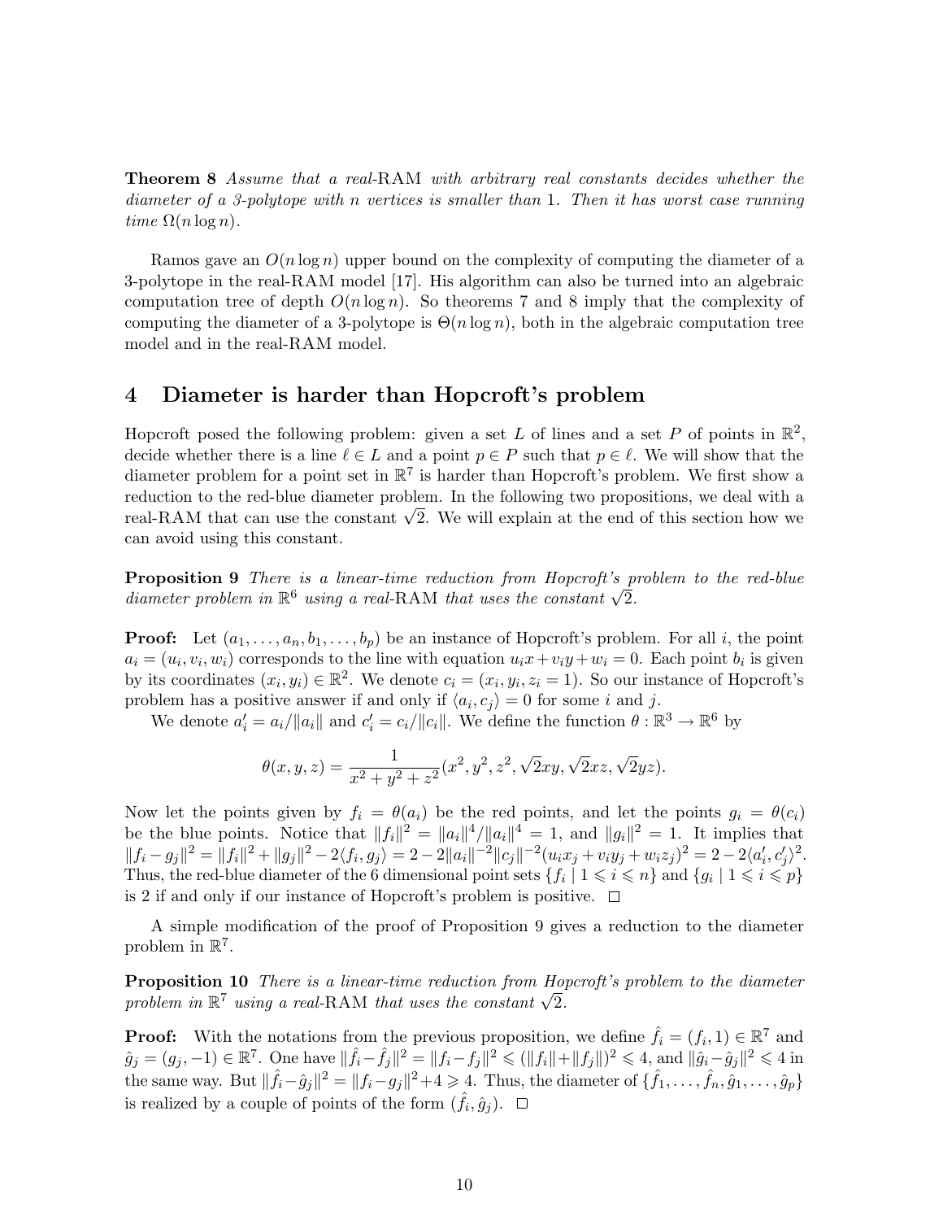**Theorem 8** *Assume that a real-*RAM *with arbitrary real constants decides whether the diameter of a 3-polytope with n vertices is smaller than* 1*. Then it has worst case running time* $\Omega(n \log n)$.

Ramos gave an $O(n \log n)$ upper bound on the complexity of computing the diameter of a 3-polytope in the real-RAM model [17]. His algorithm can also be turned into an algebraic computation tree of depth $O(n \log n)$. So theorems 7 and 8 imply that the complexity of computing the diameter of a 3-polytope is $\Theta(n \log n)$, both in the algebraic computation tree model and in the real-RAM model.

## 4 Diameter is harder than Hopcroft's problem

Hopcroft posed the following problem: given a set $L$ of lines and a set $P$ of points in $\mathbb{R}^2$, decide whether there is a line $\ell \in L$ and a point $p \in P$ such that $p \in \ell$. We will show that the diameter problem for a point set in $\mathbb{R}^7$ is harder than Hopcroft's problem. We first show a reduction to the red-blue diameter problem. In the following two propositions, we deal with a real-RAM that can use the constant $\sqrt{2}$. We will explain at the end of this section how we can avoid using this constant.

**Proposition 9** *There is a linear-time reduction from Hopcroft's problem to the red-blue diameter problem in* $\mathbb{R}^6$ *using a real-*RAM *that uses the constant* $\sqrt{2}$.

**Proof:** Let $(a_1, \dots, a_n, b_1, \dots, b_p)$ be an instance of Hopcroft's problem. For all $i$, the point $a_i = (u_i, v_i, w_i)$ corresponds to the line with equation $u_i x + v_i y + w_i = 0$. Each point $b_i$ is given by its coordinates $(x_i, y_i) \in \mathbb{R}^2$. We denote $c_i = (x_i, y_i, z_i = 1)$. So our instance of Hopcroft's problem has a positive answer if and only if $\langle a_i, c_j \rangle = 0$ for some $i$ and $j$.

We denote $a'_i = a_i / \|a_i\|$ and $c'_i = c_i / \|c_i\|$. We define the function $\theta : \mathbb{R}^3 \to \mathbb{R}^6$ by

$$\theta(x, y, z) = \frac{1}{x^2 + y^2 + z^2}(x^2, y^2, z^2, \sqrt{2}xy, \sqrt{2}xz, \sqrt{2}yz).$$

Now let the points given by $f_i = \theta(a_i)$ be the red points, and let the points $g_i = \theta(c_i)$ be the blue points. Notice that $\|f_i\|^2 = \|a_i\|^4 / \|a_i\|^4 = 1$, and $\|g_i\|^2 = 1$. It implies that $\|f_i - g_j\|^2 = \|f_i\|^2 + \|g_j\|^2 - 2\langle f_i, g_j \rangle = 2 - 2\|a_i\|^{-2}\|c_j\|^{-2}(u_i x_j + v_i y_j + w_i z_j)^2 = 2 - 2\langle a'_i, c'_j \rangle^2$. Thus, the red-blue diameter of the 6 dimensional point sets $\{f_i \mid 1 \leqslant i \leqslant n\}$ and $\{g_i \mid 1 \leqslant i \leqslant p\}$ is 2 if and only if our instance of Hopcroft's problem is positive. □

A simple modification of the proof of Proposition 9 gives a reduction to the diameter problem in $\mathbb{R}^7$.

**Proposition 10** *There is a linear-time reduction from Hopcroft's problem to the diameter problem in* $\mathbb{R}^7$ *using a real-*RAM *that uses the constant* $\sqrt{2}$.

**Proof:** With the notations from the previous proposition, we define $\hat{f}_i = (f_i, 1) \in \mathbb{R}^7$ and $\hat{g}_j = (g_j, -1) \in \mathbb{R}^7$. One have $\|\hat{f}_i - \hat{f}_j\|^2 = \|f_i - f_j\|^2 \leqslant (\|f_i\| + \|f_j\|)^2 \leqslant 4$, and $\|\hat{g}_i - \hat{g}_j\|^2 \leqslant 4$ in the same way. But $\|\hat{f}_i - \hat{g}_j\|^2 = \|f_i - g_j\|^2 + 4 \geqslant 4$. Thus, the diameter of $\{\hat{f}_1, \dots, \hat{f}_n, \hat{g}_1, \dots, \hat{g}_p\}$ is realized by a couple of points of the form $(\hat{f}_i, \hat{g}_j)$. □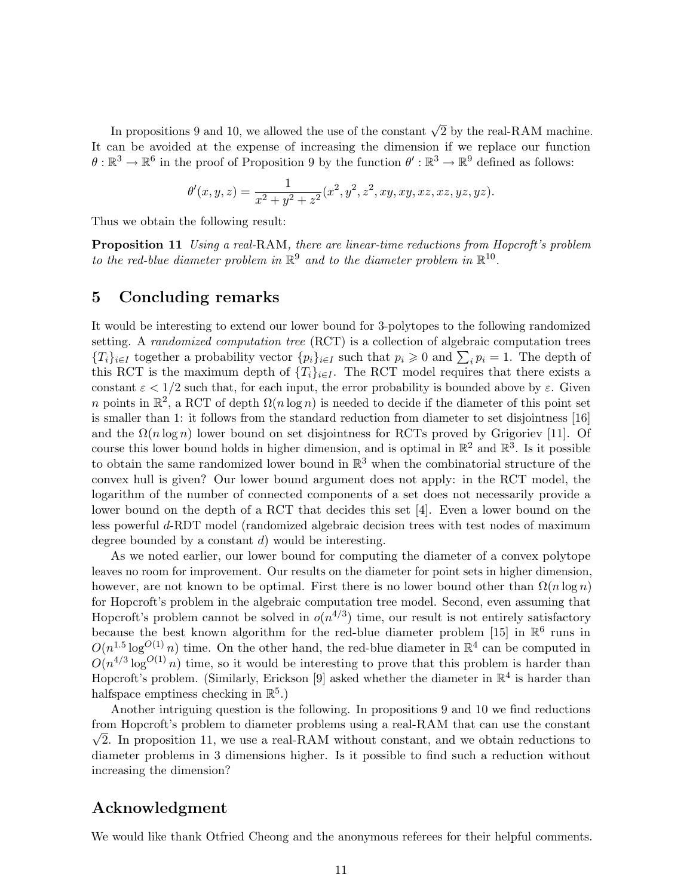In propositions 9 and 10, we allowed the use of the constant $\sqrt{2}$ by the real-RAM machine. It can be avoided at the expense of increasing the dimension if we replace our function $\theta : \mathbb{R}^3 \to \mathbb{R}^6$ in the proof of Proposition 9 by the function $\theta' : \mathbb{R}^3 \to \mathbb{R}^9$ defined as follows:

$$\theta'(x, y, z) = \frac{1}{x^2 + y^2 + z^2}(x^2, y^2, z^2, xy, xy, xz, xz, yz, yz).$$

Thus we obtain the following result:

**Proposition 11** *Using a real-*RAM*, there are linear-time reductions from Hopcroft's problem to the red-blue diameter problem in* $\mathbb{R}^9$ *and to the diameter problem in* $\mathbb{R}^{10}$.

## 5 Concluding remarks

It would be interesting to extend our lower bound for 3-polytopes to the following randomized setting. A *randomized computation tree* (RCT) is a collection of algebraic computation trees $\{T_i\}_{i \in I}$ together a probability vector $\{p_i\}_{i \in I}$ such that $p_i \geqslant 0$ and $\sum_i p_i = 1$. The depth of this RCT is the maximum depth of $\{T_i\}_{i \in I}$. The RCT model requires that there exists a constant $\varepsilon < 1/2$ such that, for each input, the error probability is bounded above by $\varepsilon$. Given $n$ points in $\mathbb{R}^2$, a RCT of depth $\Omega(n \log n)$ is needed to decide if the diameter of this point set is smaller than 1: it follows from the standard reduction from diameter to set disjointness [16] and the $\Omega(n \log n)$ lower bound on set disjointness for RCTs proved by Grigoriev [11]. Of course this lower bound holds in higher dimension, and is optimal in $\mathbb{R}^2$ and $\mathbb{R}^3$. Is it possible to obtain the same randomized lower bound in $\mathbb{R}^3$ when the combinatorial structure of the convex hull is given? Our lower bound argument does not apply: in the RCT model, the logarithm of the number of connected components of a set does not necessarily provide a lower bound on the depth of a RCT that decides this set [4]. Even a lower bound on the less powerful $d$-RDT model (randomized algebraic decision trees with test nodes of maximum degree bounded by a constant $d$) would be interesting.

As we noted earlier, our lower bound for computing the diameter of a convex polytope leaves no room for improvement. Our results on the diameter for point sets in higher dimension, however, are not known to be optimal. First there is no lower bound other than $\Omega(n \log n)$ for Hopcroft's problem in the algebraic computation tree model. Second, even assuming that Hopcroft's problem cannot be solved in $o(n^{4/3})$ time, our result is not entirely satisfactory because the best known algorithm for the red-blue diameter problem [15] in $\mathbb{R}^6$ runs in $O(n^{1.5} \log^{O(1)} n)$ time. On the other hand, the red-blue diameter in $\mathbb{R}^4$ can be computed in $O(n^{4/3} \log^{O(1)} n)$ time, so it would be interesting to prove that this problem is harder than Hopcroft's problem. (Similarly, Erickson [9] asked whether the diameter in $\mathbb{R}^4$ is harder than halfspace emptiness checking in $\mathbb{R}^5$.)

Another intriguing question is the following. In propositions 9 and 10 we find reductions from Hopcroft's problem to diameter problems using a real-RAM that can use the constant $\sqrt{2}$. In proposition 11, we use a real-RAM without constant, and we obtain reductions to diameter problems in 3 dimensions higher. Is it possible to find such a reduction without increasing the dimension?

## Acknowledgment

We would like thank Otfried Cheong and the anonymous referees for their helpful comments.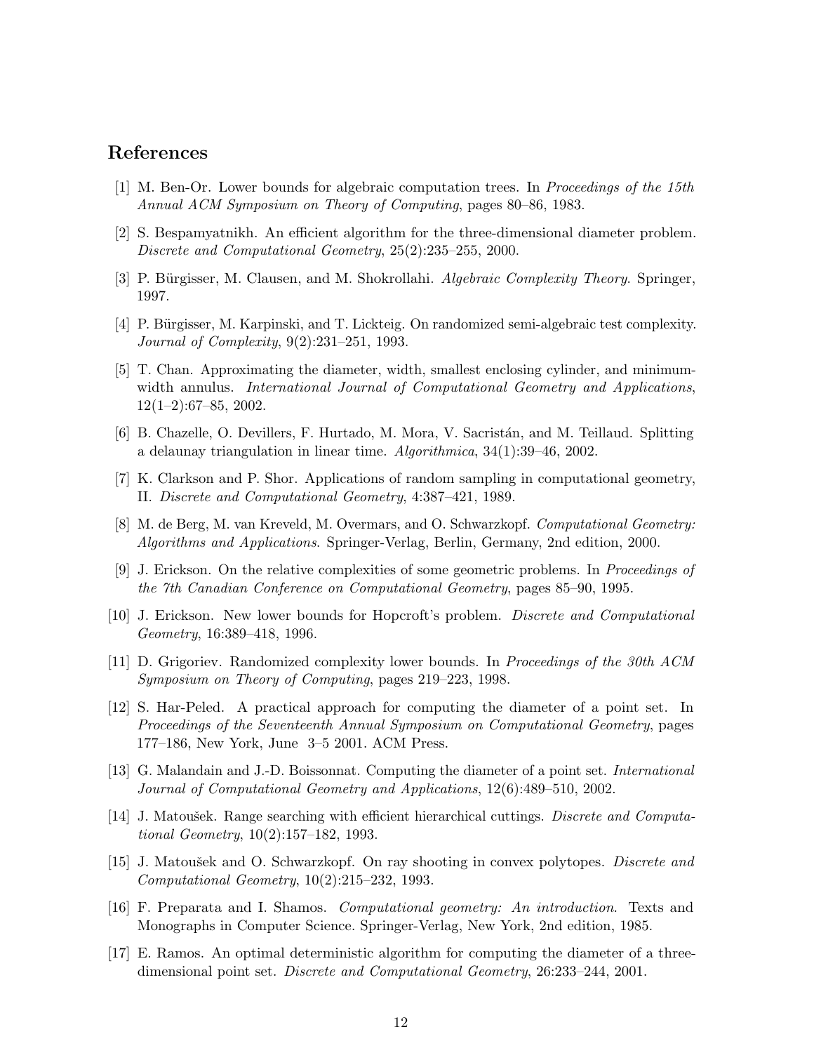## References

[1] M. Ben-Or. Lower bounds for algebraic computation trees. In *Proceedings of the 15th Annual ACM Symposium on Theory of Computing*, pages 80–86, 1983.

[2] S. Bespamyatnikh. An efficient algorithm for the three-dimensional diameter problem. *Discrete and Computational Geometry*, 25(2):235–255, 2000.

[3] P. Bürgisser, M. Clausen, and M. Shokrollahi. *Algebraic Complexity Theory*. Springer, 1997.

[4] P. Bürgisser, M. Karpinski, and T. Lickteig. On randomized semi-algebraic test complexity. *Journal of Complexity*, 9(2):231–251, 1993.

[5] T. Chan. Approximating the diameter, width, smallest enclosing cylinder, and minimum-width annulus. *International Journal of Computational Geometry and Applications*, 12(1–2):67–85, 2002.

[6] B. Chazelle, O. Devillers, F. Hurtado, M. Mora, V. Sacristán, and M. Teillaud. Splitting a delaunay triangulation in linear time. *Algorithmica*, 34(1):39–46, 2002.

[7] K. Clarkson and P. Shor. Applications of random sampling in computational geometry, II. *Discrete and Computational Geometry*, 4:387–421, 1989.

[8] M. de Berg, M. van Kreveld, M. Overmars, and O. Schwarzkopf. *Computational Geometry: Algorithms and Applications*. Springer-Verlag, Berlin, Germany, 2nd edition, 2000.

[9] J. Erickson. On the relative complexities of some geometric problems. In *Proceedings of the 7th Canadian Conference on Computational Geometry*, pages 85–90, 1995.

[10] J. Erickson. New lower bounds for Hopcroft's problem. *Discrete and Computational Geometry*, 16:389–418, 1996.

[11] D. Grigoriev. Randomized complexity lower bounds. In *Proceedings of the 30th ACM Symposium on Theory of Computing*, pages 219–223, 1998.

[12] S. Har-Peled. A practical approach for computing the diameter of a point set. In *Proceedings of the Seventeenth Annual Symposium on Computational Geometry*, pages 177–186, New York, June 3–5 2001. ACM Press.

[13] G. Malandain and J.-D. Boissonnat. Computing the diameter of a point set. *International Journal of Computational Geometry and Applications*, 12(6):489–510, 2002.

[14] J. Matoušek. Range searching with efficient hierarchical cuttings. *Discrete and Computational Geometry*, 10(2):157–182, 1993.

[15] J. Matoušek and O. Schwarzkopf. On ray shooting in convex polytopes. *Discrete and Computational Geometry*, 10(2):215–232, 1993.

[16] F. Preparata and I. Shamos. *Computational geometry: An introduction*. Texts and Monographs in Computer Science. Springer-Verlag, New York, 2nd edition, 1985.

[17] E. Ramos. An optimal deterministic algorithm for computing the diameter of a three-dimensional point set. *Discrete and Computational Geometry*, 26:233–244, 2001.